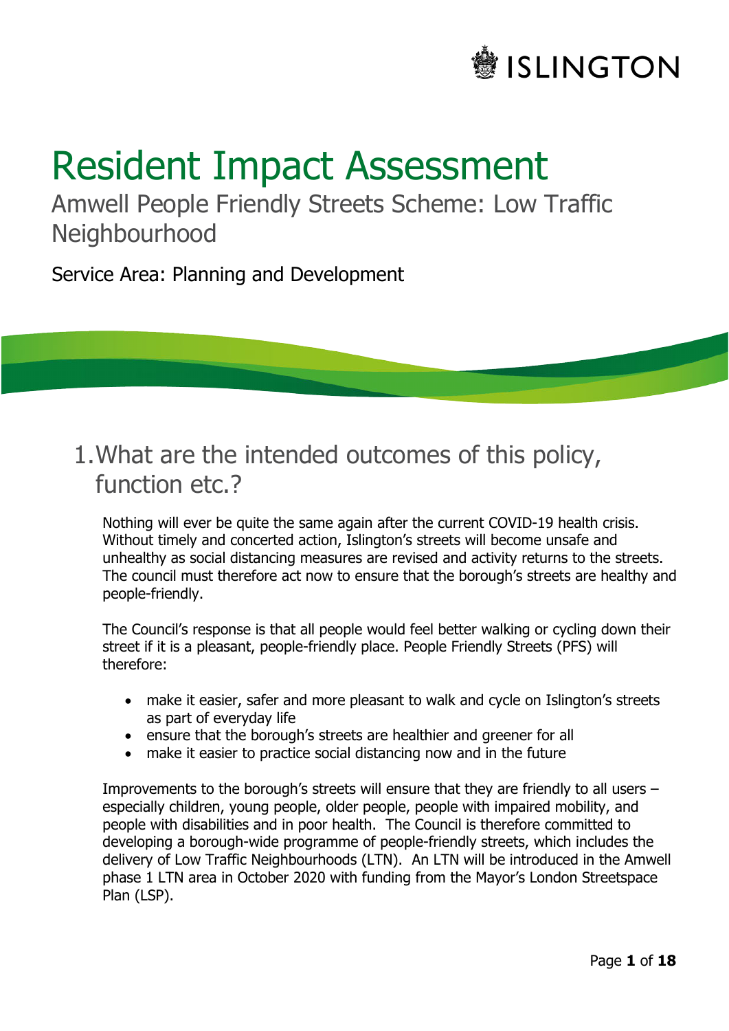ISLINGTON

# Resident Impact Assessment

Amwell People Friendly Streets Scheme: Low Traffic Neighbourhood

Service Area: Planning and Development

## 1. What are the intended outcomes of this policy, function etc.?

Nothing will ever be quite the same again after the current COVID-19 health crisis. Without timely and concerted action, Islington's streets will become unsafe and unhealthy as social distancing measures are revised and activity returns to the streets. The council must therefore act now to ensure that the borough's streets are healthy and people-friendly.

The Council's response is that all people would feel better walking or cycling down their street if it is a pleasant, people-friendly place. People Friendly Streets (PFS) will therefore:

- make it easier, safer and more pleasant to walk and cycle on Islington's streets as part of everyday life
- ensure that the borough's streets are healthier and greener for all
- make it easier to practice social distancing now and in the future

Improvements to the borough's streets will ensure that they are friendly to all users – especially children, young people, older people, people with impaired mobility, and people with disabilities and in poor health. The Council is therefore committed to developing a borough-wide programme of people-friendly streets, which includes the delivery of Low Traffic Neighbourhoods (LTN). An LTN will be introduced in the Amwell phase 1 LTN area in October 2020 with funding from the Mayor's London Streetspace Plan (LSP).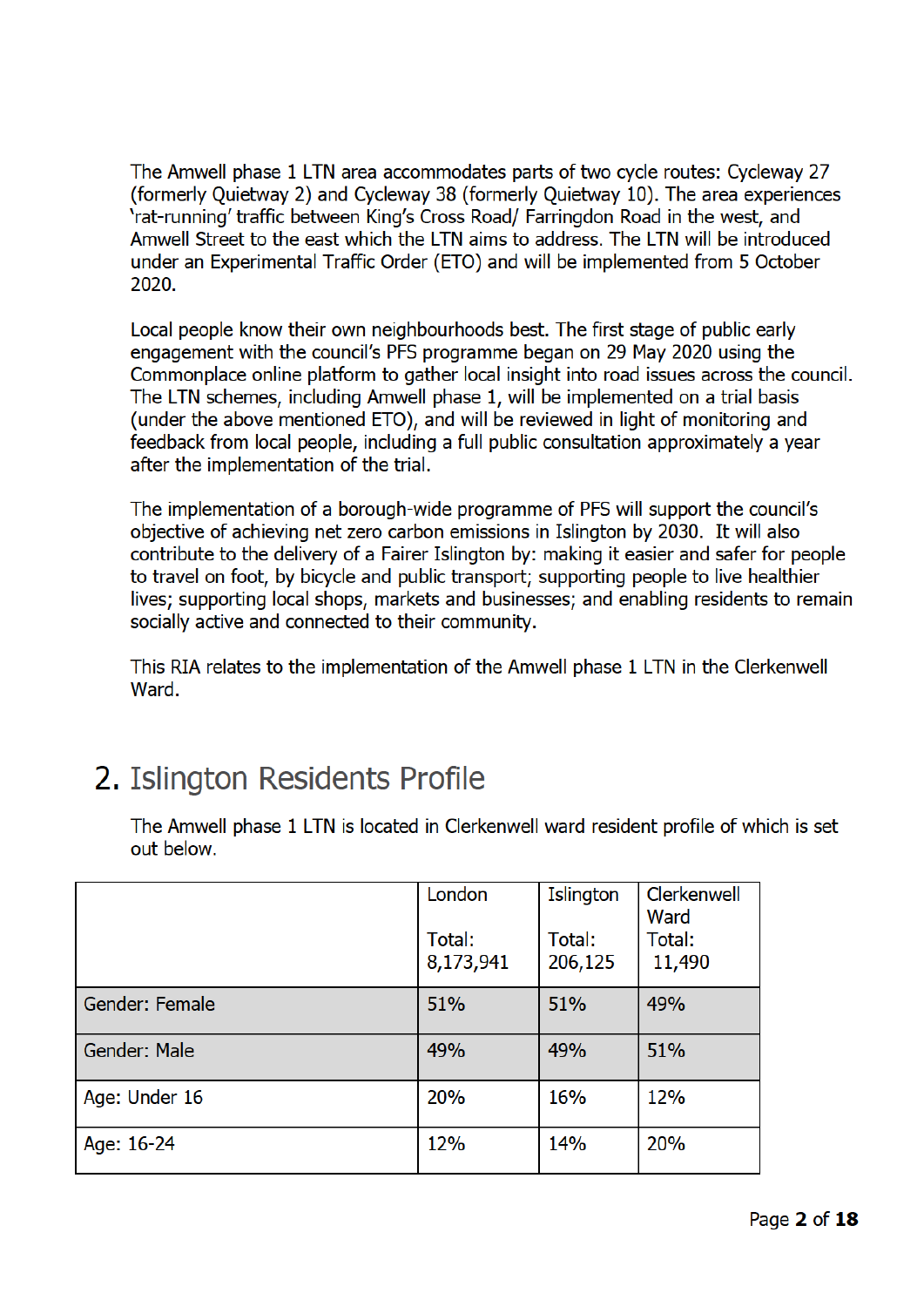The Amwell phase 1 LTN area accommodates parts of two cycle routes: Cycleway 27 (formerly Quietway 2) and Cycleway 38 (formerly Quietway 10). The area experiences 'rat-running' traffic between King's Cross Road/ Farringdon Road in the west, and Amwell Street to the east which the LTN aims to address. The LTN will be introduced under an Experimental Traffic Order (ETO) and will be implemented from 5 October 2020.

Local people know their own neighbourhoods best. The first stage of public early engagement with the council's PFS programme began on 29 May 2020 using the Commonplace online platform to gather local insight into road issues across the council. The LTN schemes, including Amwell phase 1, will be implemented on a trial basis (under the above mentioned ETO), and will be reviewed in light of monitoring and feedback from local people, including a full public consultation approximately a year after the implementation of the trial.

The implementation of a borough-wide programme of PFS will support the council's objective of achieving net zero carbon emissions in Islington by 2030. It will also contribute to the delivery of a Fairer Islington by: making it easier and safer for people to travel on foot, by bicycle and public transport; supporting people to live healthier lives; supporting local shops, markets and businesses; and enabling residents to remain socially active and connected to their community.

This RIA relates to the implementation of the Amwell phase 1 LTN in the Clerkenwell Ward.

## 2. Islington Residents Profile

The Amwell phase 1 LTN is located in Clerkenwell ward resident profile of which is set out below.

| | London<br>Total: 8,173,941 | Islington<br>Total: 206,125 | Clerkenwell Ward<br>Total: 11,490 |
|---|---|---|---|
| Gender: Female | 51% | 51% | 49% |
| Gender: Male | 49% | 49% | 51% |
| Age: Under 16 | 20% | 16% | 12% |
| Age: 16-24 | 12% | 14% | 20% |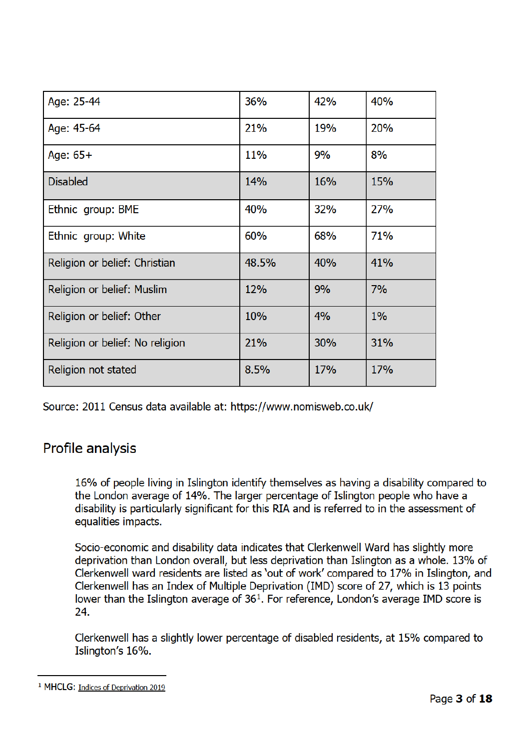| Age: 25-44 | 36% | 42% | 40% |
| --- | --- | --- | --- |
| Age: 45-64 | 21% | 19% | 20% |
| Age: 65+ | 11% | 9% | 8% |
| Disabled | 14% | 16% | 15% |
| Ethnic group: BME | 40% | 32% | 27% |
| Ethnic group: White | 60% | 68% | 71% |
| Religion or belief: Christian | 48.5% | 40% | 41% |
| Religion or belief: Muslim | 12% | 9% | 7% |
| Religion or belief: Other | 10% | 4% | 1% |
| Religion or belief: No religion | 21% | 30% | 31% |
| Religion not stated | 8.5% | 17% | 17% |

Source: 2011 Census data available at: https://www.nomisweb.co.uk/

## Profile analysis

16% of people living in Islington identify themselves as having a disability compared to the London average of 14%. The larger percentage of Islington people who have a disability is particularly significant for this RIA and is referred to in the assessment of equalities impacts.

Socio-economic and disability data indicates that Clerkenwell Ward has slightly more deprivation than London overall, but less deprivation than Islington as a whole. 13% of Clerkenwell ward residents are listed as 'out of work' compared to 17% in Islington, and Clerkenwell has an Index of Multiple Deprivation (IMD) score of 27, which is 13 points lower than the Islington average of 36[1]. For reference, London's average IMD score is 24.

Clerkenwell has a slightly lower percentage of disabled residents, at 15% compared to Islington's 16%.

[1] MHCLG: Indices of Deprivation 2019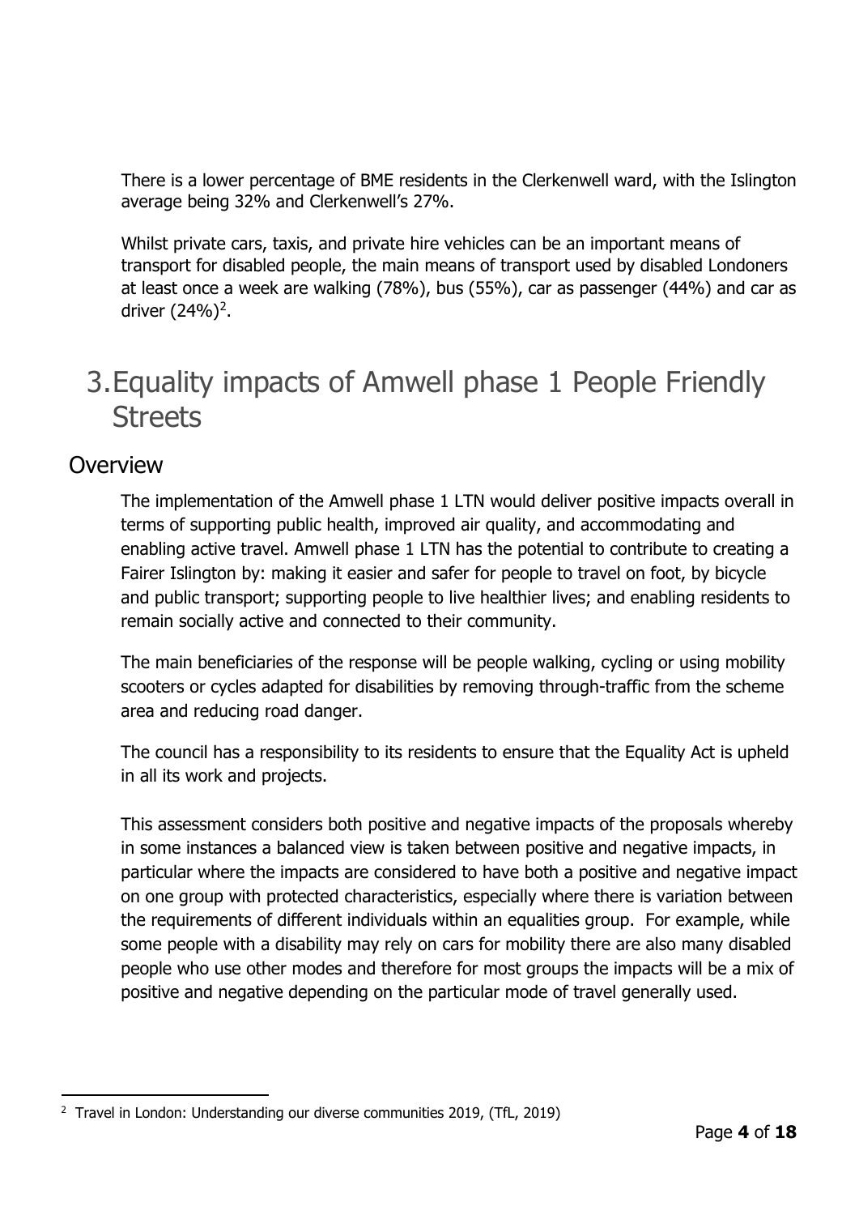There is a lower percentage of BME residents in the Clerkenwell ward, with the Islington average being 32% and Clerkenwell's 27%.

Whilst private cars, taxis, and private hire vehicles can be an important means of transport for disabled people, the main means of transport used by disabled Londoners at least once a week are walking (78%), bus (55%), car as passenger (44%) and car as driver (24%)[2].

# 3. Equality impacts of Amwell phase 1 People Friendly Streets

## Overview

The implementation of the Amwell phase 1 LTN would deliver positive impacts overall in terms of supporting public health, improved air quality, and accommodating and enabling active travel. Amwell phase 1 LTN has the potential to contribute to creating a Fairer Islington by: making it easier and safer for people to travel on foot, by bicycle and public transport; supporting people to live healthier lives; and enabling residents to remain socially active and connected to their community.

The main beneficiaries of the response will be people walking, cycling or using mobility scooters or cycles adapted for disabilities by removing through-traffic from the scheme area and reducing road danger.

The council has a responsibility to its residents to ensure that the Equality Act is upheld in all its work and projects.

This assessment considers both positive and negative impacts of the proposals whereby in some instances a balanced view is taken between positive and negative impacts, in particular where the impacts are considered to have both a positive and negative impact on one group with protected characteristics, especially where there is variation between the requirements of different individuals within an equalities group. For example, while some people with a disability may rely on cars for mobility there are also many disabled people who use other modes and therefore for most groups the impacts will be a mix of positive and negative depending on the particular mode of travel generally used.

---

[2] Travel in London: Understanding our diverse communities 2019, (TfL, 2019)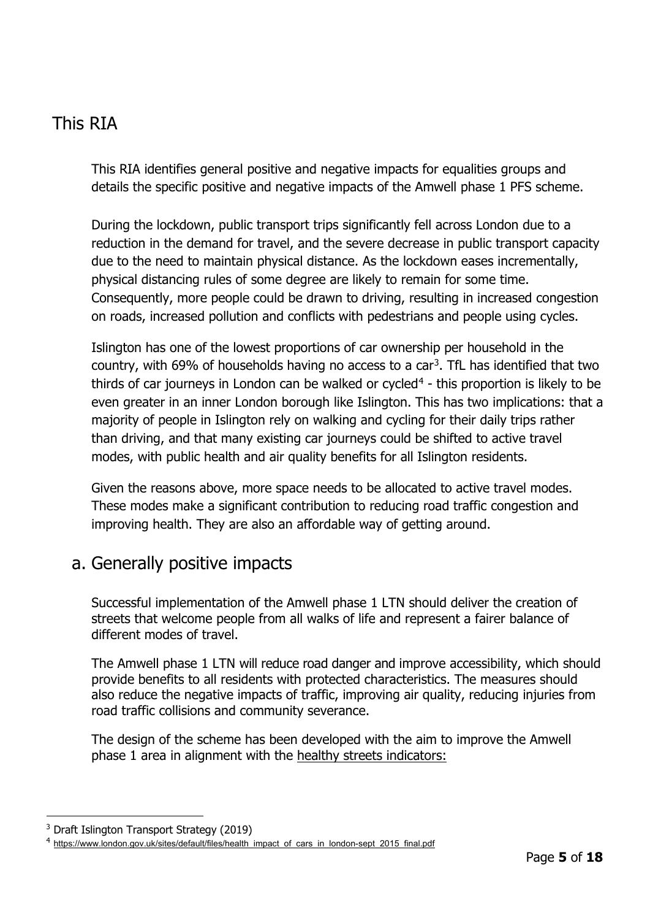## This RIA

This RIA identifies general positive and negative impacts for equalities groups and details the specific positive and negative impacts of the Amwell phase 1 PFS scheme.

During the lockdown, public transport trips significantly fell across London due to a reduction in the demand for travel, and the severe decrease in public transport capacity due to the need to maintain physical distance. As the lockdown eases incrementally, physical distancing rules of some degree are likely to remain for some time. Consequently, more people could be drawn to driving, resulting in increased congestion on roads, increased pollution and conflicts with pedestrians and people using cycles.

Islington has one of the lowest proportions of car ownership per household in the country, with 69% of households having no access to a car[3]. TfL has identified that two thirds of car journeys in London can be walked or cycled[4] - this proportion is likely to be even greater in an inner London borough like Islington. This has two implications: that a majority of people in Islington rely on walking and cycling for their daily trips rather than driving, and that many existing car journeys could be shifted to active travel modes, with public health and air quality benefits for all Islington residents.

Given the reasons above, more space needs to be allocated to active travel modes. These modes make a significant contribution to reducing road traffic congestion and improving health. They are also an affordable way of getting around.

## a. Generally positive impacts

Successful implementation of the Amwell phase 1 LTN should deliver the creation of streets that welcome people from all walks of life and represent a fairer balance of different modes of travel.

The Amwell phase 1 LTN will reduce road danger and improve accessibility, which should provide benefits to all residents with protected characteristics. The measures should also reduce the negative impacts of traffic, improving air quality, reducing injuries from road traffic collisions and community severance.

The design of the scheme has been developed with the aim to improve the Amwell phase 1 area in alignment with the healthy streets indicators:

---

[3] Draft Islington Transport Strategy (2019)

[4] https://www.london.gov.uk/sites/default/files/health_impact_of_cars_in_london-sept_2015_final.pdf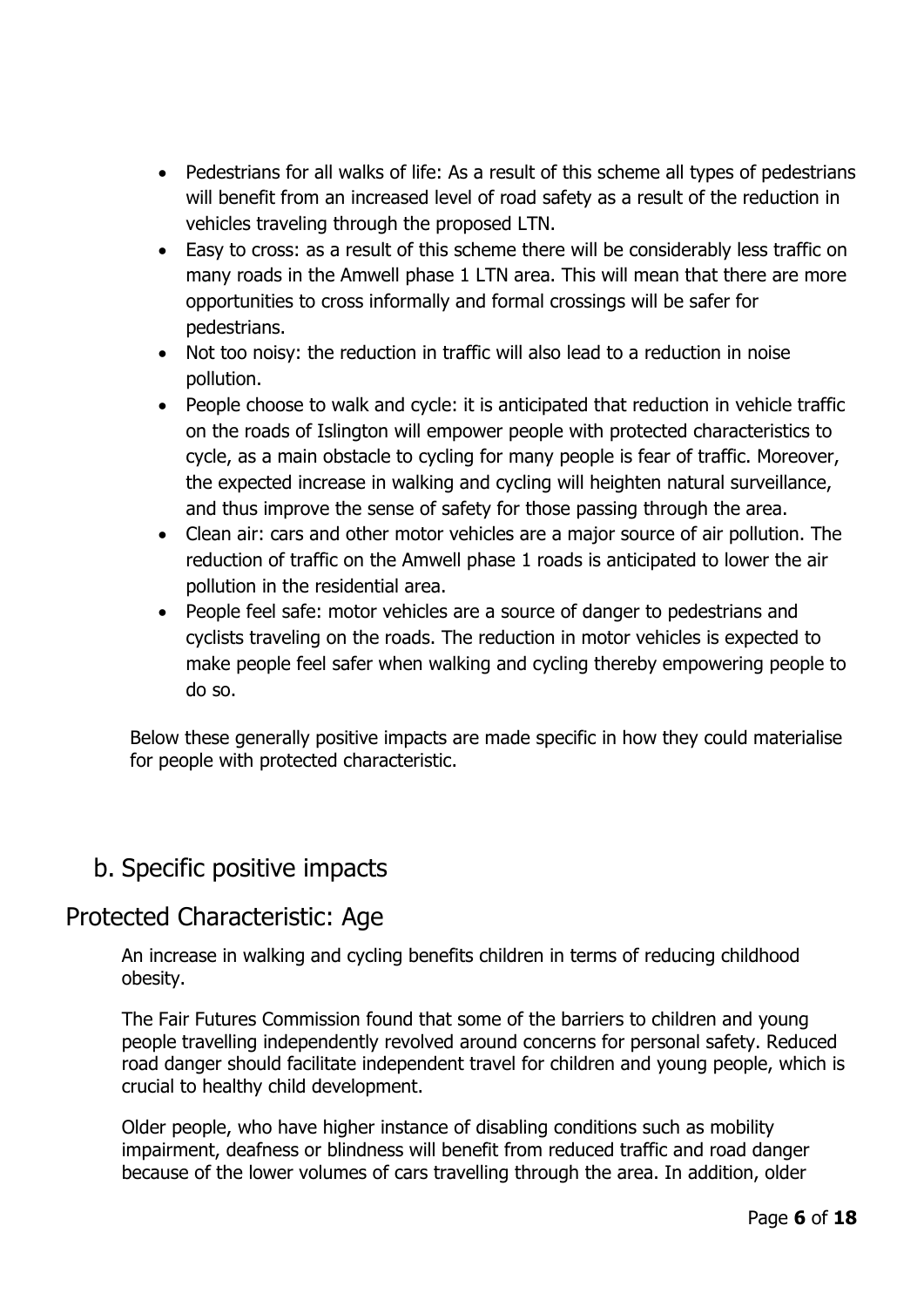- Pedestrians for all walks of life: As a result of this scheme all types of pedestrians will benefit from an increased level of road safety as a result of the reduction in vehicles traveling through the proposed LTN.
- Easy to cross: as a result of this scheme there will be considerably less traffic on many roads in the Amwell phase 1 LTN area. This will mean that there are more opportunities to cross informally and formal crossings will be safer for pedestrians.
- Not too noisy: the reduction in traffic will also lead to a reduction in noise pollution.
- People choose to walk and cycle: it is anticipated that reduction in vehicle traffic on the roads of Islington will empower people with protected characteristics to cycle, as a main obstacle to cycling for many people is fear of traffic. Moreover, the expected increase in walking and cycling will heighten natural surveillance, and thus improve the sense of safety for those passing through the area.
- Clean air: cars and other motor vehicles are a major source of air pollution. The reduction of traffic on the Amwell phase 1 roads is anticipated to lower the air pollution in the residential area.
- People feel safe: motor vehicles are a source of danger to pedestrians and cyclists traveling on the roads. The reduction in motor vehicles is expected to make people feel safer when walking and cycling thereby empowering people to do so.

Below these generally positive impacts are made specific in how they could materialise for people with protected characteristic.

## b. Specific positive impacts

## Protected Characteristic: Age

An increase in walking and cycling benefits children in terms of reducing childhood obesity.

The Fair Futures Commission found that some of the barriers to children and young people travelling independently revolved around concerns for personal safety. Reduced road danger should facilitate independent travel for children and young people, which is crucial to healthy child development.

Older people, who have higher instance of disabling conditions such as mobility impairment, deafness or blindness will benefit from reduced traffic and road danger because of the lower volumes of cars travelling through the area. In addition, older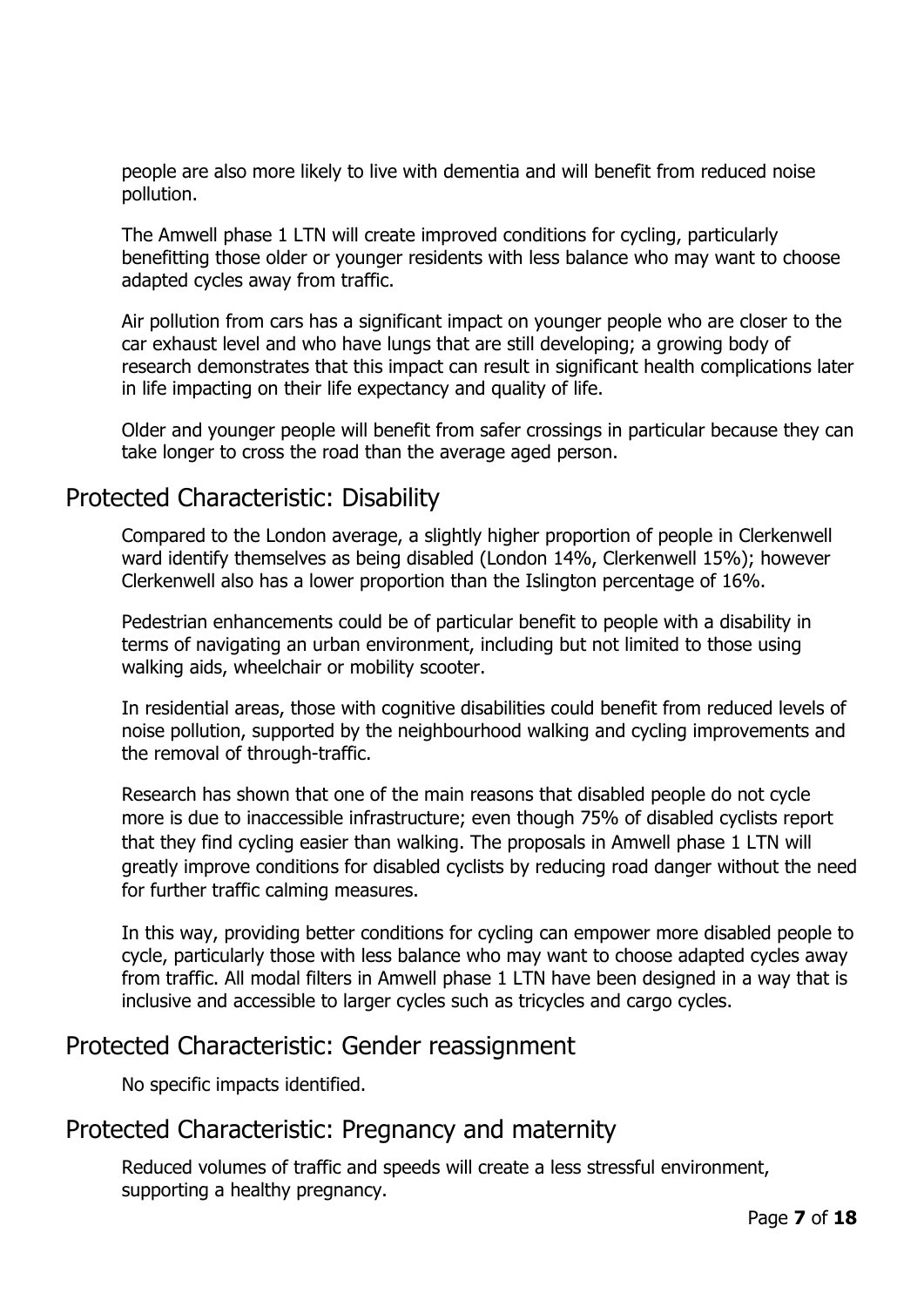people are also more likely to live with dementia and will benefit from reduced noise pollution.

The Amwell phase 1 LTN will create improved conditions for cycling, particularly benefitting those older or younger residents with less balance who may want to choose adapted cycles away from traffic.

Air pollution from cars has a significant impact on younger people who are closer to the car exhaust level and who have lungs that are still developing; a growing body of research demonstrates that this impact can result in significant health complications later in life impacting on their life expectancy and quality of life.

Older and younger people will benefit from safer crossings in particular because they can take longer to cross the road than the average aged person.

## Protected Characteristic: Disability

Compared to the London average, a slightly higher proportion of people in Clerkenwell ward identify themselves as being disabled (London 14%, Clerkenwell 15%); however Clerkenwell also has a lower proportion than the Islington percentage of 16%.

Pedestrian enhancements could be of particular benefit to people with a disability in terms of navigating an urban environment, including but not limited to those using walking aids, wheelchair or mobility scooter.

In residential areas, those with cognitive disabilities could benefit from reduced levels of noise pollution, supported by the neighbourhood walking and cycling improvements and the removal of through-traffic.

Research has shown that one of the main reasons that disabled people do not cycle more is due to inaccessible infrastructure; even though 75% of disabled cyclists report that they find cycling easier than walking. The proposals in Amwell phase 1 LTN will greatly improve conditions for disabled cyclists by reducing road danger without the need for further traffic calming measures.

In this way, providing better conditions for cycling can empower more disabled people to cycle, particularly those with less balance who may want to choose adapted cycles away from traffic. All modal filters in Amwell phase 1 LTN have been designed in a way that is inclusive and accessible to larger cycles such as tricycles and cargo cycles.

## Protected Characteristic: Gender reassignment

No specific impacts identified.

## Protected Characteristic: Pregnancy and maternity

Reduced volumes of traffic and speeds will create a less stressful environment, supporting a healthy pregnancy.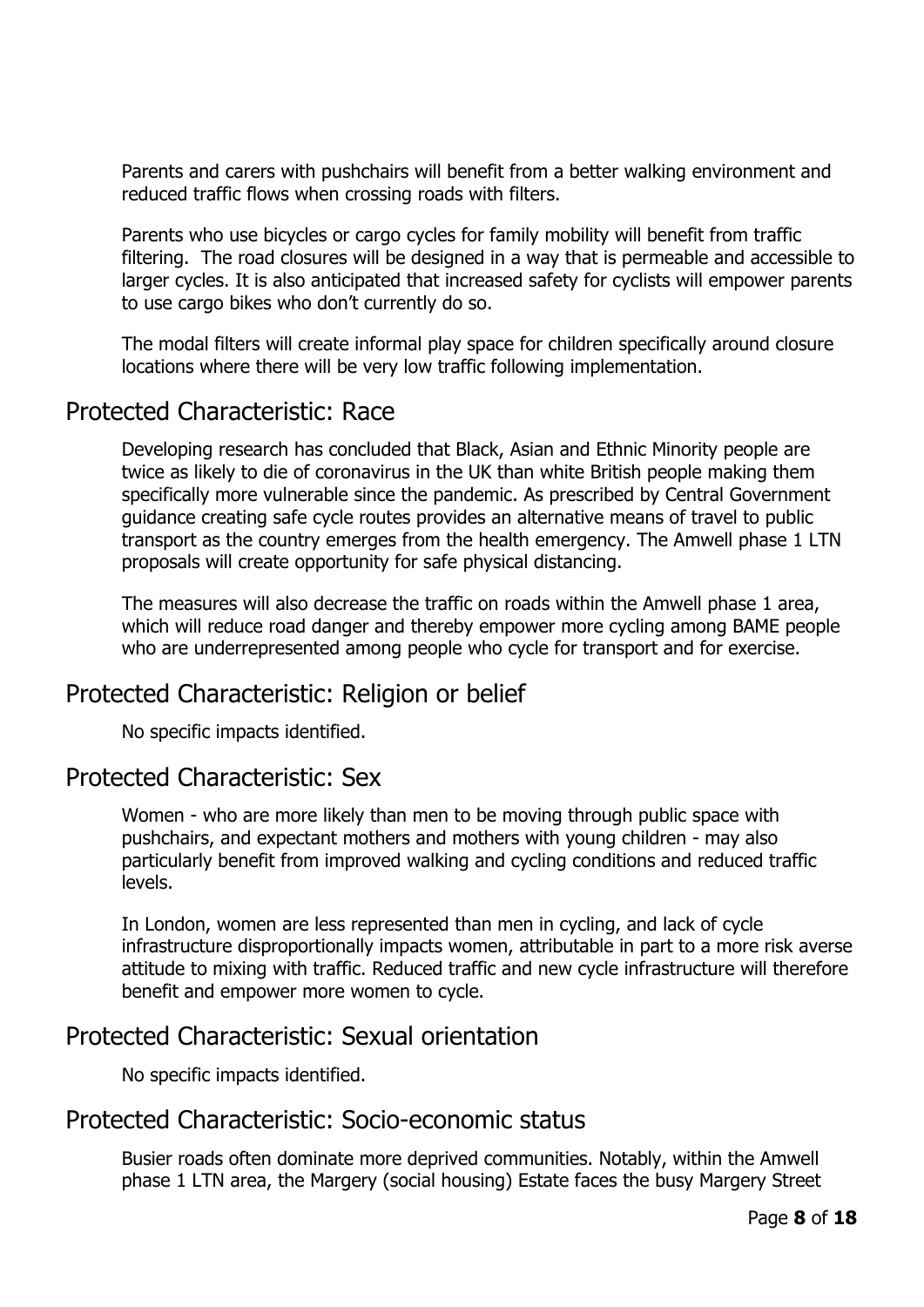Parents and carers with pushchairs will benefit from a better walking environment and reduced traffic flows when crossing roads with filters.

Parents who use bicycles or cargo cycles for family mobility will benefit from traffic filtering. The road closures will be designed in a way that is permeable and accessible to larger cycles. It is also anticipated that increased safety for cyclists will empower parents to use cargo bikes who don't currently do so.

The modal filters will create informal play space for children specifically around closure locations where there will be very low traffic following implementation.

## Protected Characteristic: Race

Developing research has concluded that Black, Asian and Ethnic Minority people are twice as likely to die of coronavirus in the UK than white British people making them specifically more vulnerable since the pandemic. As prescribed by Central Government guidance creating safe cycle routes provides an alternative means of travel to public transport as the country emerges from the health emergency. The Amwell phase 1 LTN proposals will create opportunity for safe physical distancing.

The measures will also decrease the traffic on roads within the Amwell phase 1 area, which will reduce road danger and thereby empower more cycling among BAME people who are underrepresented among people who cycle for transport and for exercise.

## Protected Characteristic: Religion or belief

No specific impacts identified.

## Protected Characteristic: Sex

Women - who are more likely than men to be moving through public space with pushchairs, and expectant mothers and mothers with young children - may also particularly benefit from improved walking and cycling conditions and reduced traffic levels.

In London, women are less represented than men in cycling, and lack of cycle infrastructure disproportionally impacts women, attributable in part to a more risk averse attitude to mixing with traffic. Reduced traffic and new cycle infrastructure will therefore benefit and empower more women to cycle.

## Protected Characteristic: Sexual orientation

No specific impacts identified.

## Protected Characteristic: Socio-economic status

Busier roads often dominate more deprived communities. Notably, within the Amwell phase 1 LTN area, the Margery (social housing) Estate faces the busy Margery Street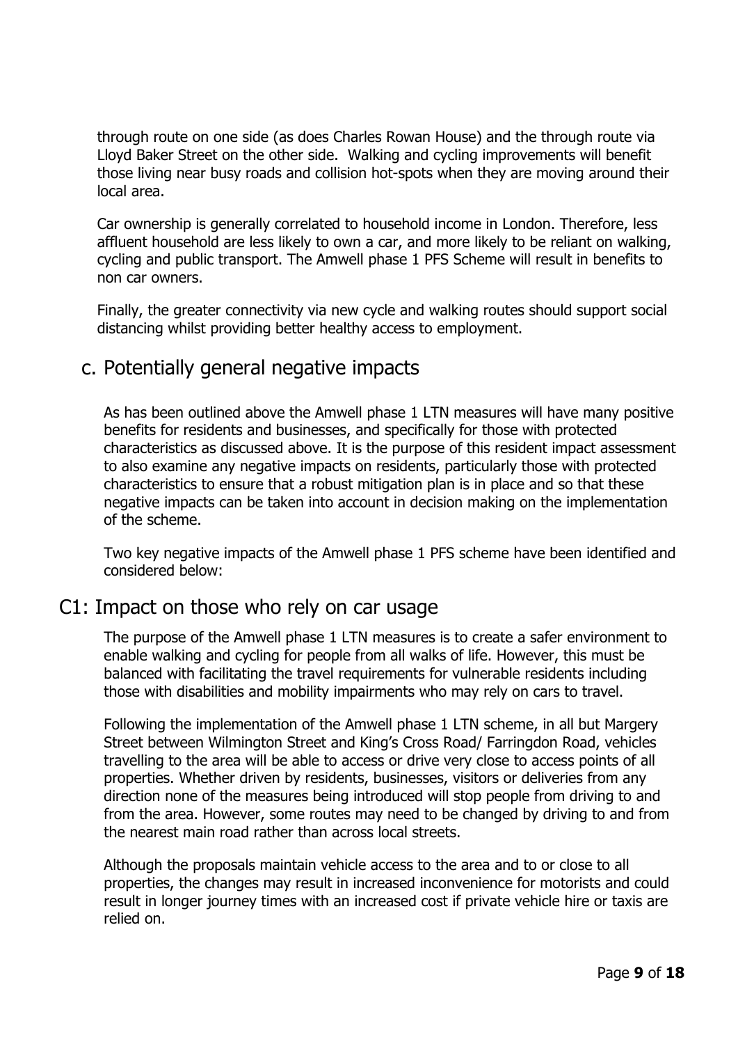through route on one side (as does Charles Rowan House) and the through route via Lloyd Baker Street on the other side. Walking and cycling improvements will benefit those living near busy roads and collision hot-spots when they are moving around their local area.

Car ownership is generally correlated to household income in London. Therefore, less affluent household are less likely to own a car, and more likely to be reliant on walking, cycling and public transport. The Amwell phase 1 PFS Scheme will result in benefits to non car owners.

Finally, the greater connectivity via new cycle and walking routes should support social distancing whilst providing better healthy access to employment.

## c. Potentially general negative impacts

As has been outlined above the Amwell phase 1 LTN measures will have many positive benefits for residents and businesses, and specifically for those with protected characteristics as discussed above. It is the purpose of this resident impact assessment to also examine any negative impacts on residents, particularly those with protected characteristics to ensure that a robust mitigation plan is in place and so that these negative impacts can be taken into account in decision making on the implementation of the scheme.

Two key negative impacts of the Amwell phase 1 PFS scheme have been identified and considered below:

## C1: Impact on those who rely on car usage

The purpose of the Amwell phase 1 LTN measures is to create a safer environment to enable walking and cycling for people from all walks of life. However, this must be balanced with facilitating the travel requirements for vulnerable residents including those with disabilities and mobility impairments who may rely on cars to travel.

Following the implementation of the Amwell phase 1 LTN scheme, in all but Margery Street between Wilmington Street and King's Cross Road/ Farringdon Road, vehicles travelling to the area will be able to access or drive very close to access points of all properties. Whether driven by residents, businesses, visitors or deliveries from any direction none of the measures being introduced will stop people from driving to and from the area. However, some routes may need to be changed by driving to and from the nearest main road rather than across local streets.

Although the proposals maintain vehicle access to the area and to or close to all properties, the changes may result in increased inconvenience for motorists and could result in longer journey times with an increased cost if private vehicle hire or taxis are relied on.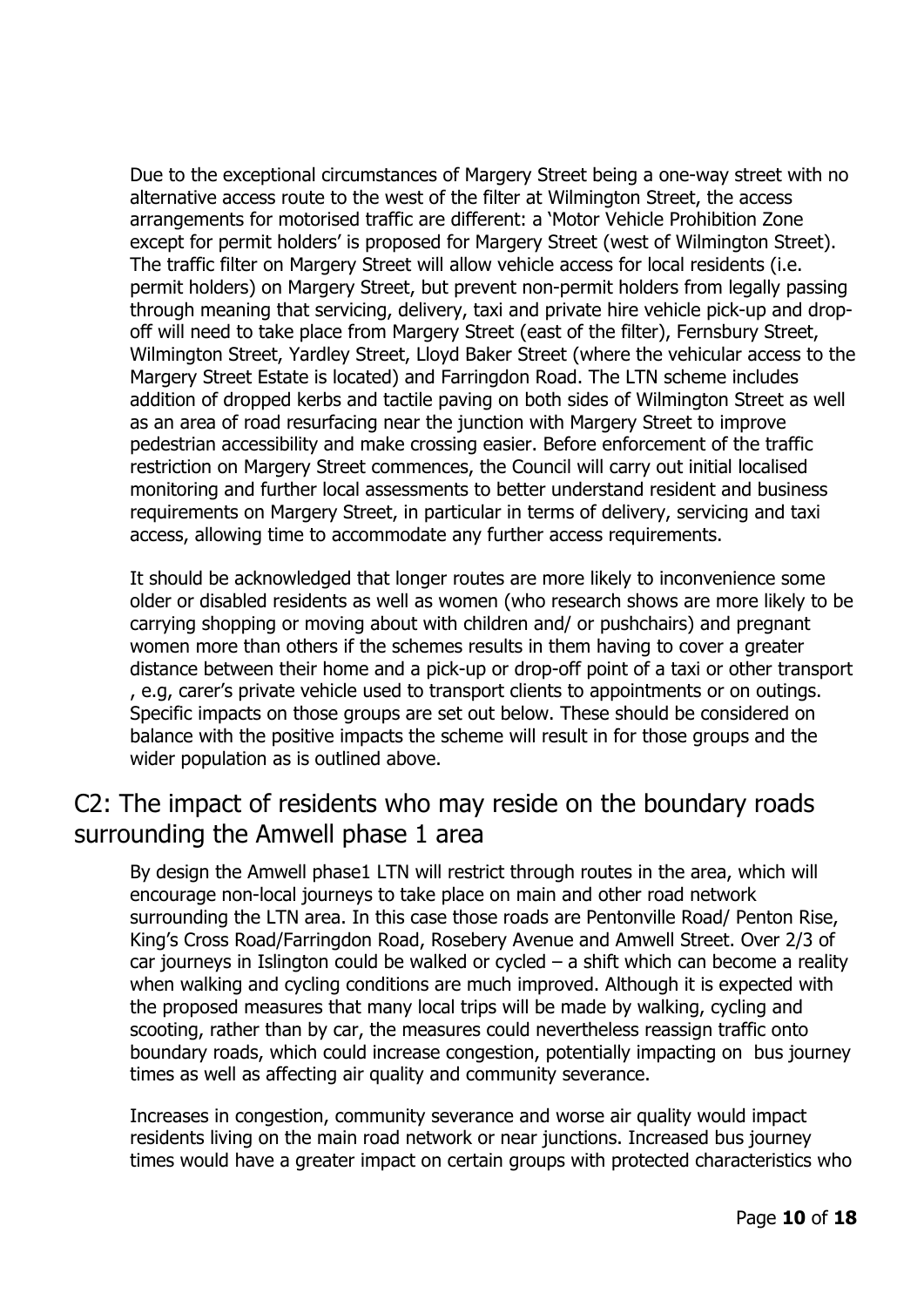Due to the exceptional circumstances of Margery Street being a one-way street with no alternative access route to the west of the filter at Wilmington Street, the access arrangements for motorised traffic are different: a 'Motor Vehicle Prohibition Zone except for permit holders' is proposed for Margery Street (west of Wilmington Street). The traffic filter on Margery Street will allow vehicle access for local residents (i.e. permit holders) on Margery Street, but prevent non-permit holders from legally passing through meaning that servicing, delivery, taxi and private hire vehicle pick-up and drop-off will need to take place from Margery Street (east of the filter), Fernsbury Street, Wilmington Street, Yardley Street, Lloyd Baker Street (where the vehicular access to the Margery Street Estate is located) and Farringdon Road. The LTN scheme includes addition of dropped kerbs and tactile paving on both sides of Wilmington Street as well as an area of road resurfacing near the junction with Margery Street to improve pedestrian accessibility and make crossing easier. Before enforcement of the traffic restriction on Margery Street commences, the Council will carry out initial localised monitoring and further local assessments to better understand resident and business requirements on Margery Street, in particular in terms of delivery, servicing and taxi access, allowing time to accommodate any further access requirements.

It should be acknowledged that longer routes are more likely to inconvenience some older or disabled residents as well as women (who research shows are more likely to be carrying shopping or moving about with children and/ or pushchairs) and pregnant women more than others if the schemes results in them having to cover a greater distance between their home and a pick-up or drop-off point of a taxi or other transport , e.g, carer's private vehicle used to transport clients to appointments or on outings. Specific impacts on those groups are set out below. These should be considered on balance with the positive impacts the scheme will result in for those groups and the wider population as is outlined above.

## C2: The impact of residents who may reside on the boundary roads surrounding the Amwell phase 1 area

By design the Amwell phase1 LTN will restrict through routes in the area, which will encourage non-local journeys to take place on main and other road network surrounding the LTN area. In this case those roads are Pentonville Road/ Penton Rise, King's Cross Road/Farringdon Road, Rosebery Avenue and Amwell Street. Over 2/3 of car journeys in Islington could be walked or cycled – a shift which can become a reality when walking and cycling conditions are much improved. Although it is expected with the proposed measures that many local trips will be made by walking, cycling and scooting, rather than by car, the measures could nevertheless reassign traffic onto boundary roads, which could increase congestion, potentially impacting on bus journey times as well as affecting air quality and community severance.

Increases in congestion, community severance and worse air quality would impact residents living on the main road network or near junctions. Increased bus journey times would have a greater impact on certain groups with protected characteristics who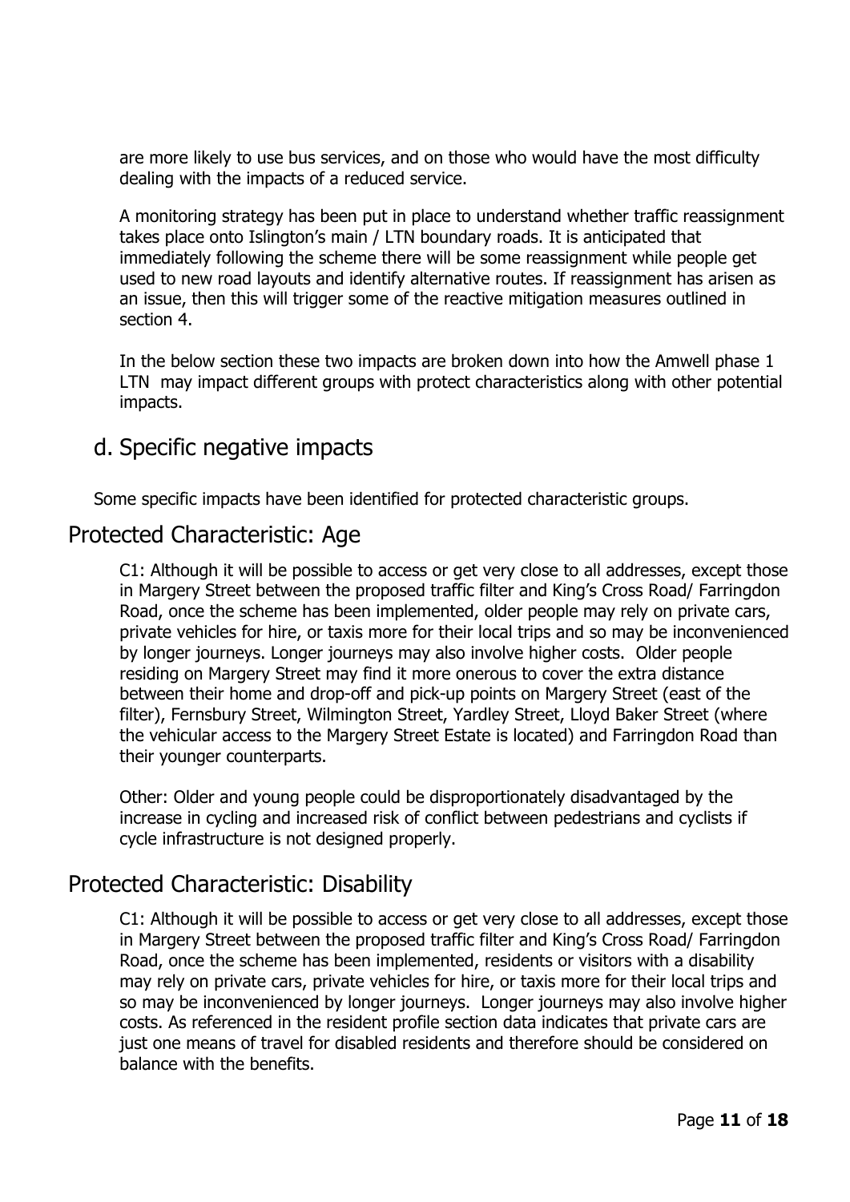are more likely to use bus services, and on those who would have the most difficulty dealing with the impacts of a reduced service.

A monitoring strategy has been put in place to understand whether traffic reassignment takes place onto Islington's main / LTN boundary roads. It is anticipated that immediately following the scheme there will be some reassignment while people get used to new road layouts and identify alternative routes. If reassignment has arisen as an issue, then this will trigger some of the reactive mitigation measures outlined in section 4.

In the below section these two impacts are broken down into how the Amwell phase 1 LTN may impact different groups with protect characteristics along with other potential impacts.

## d. Specific negative impacts

Some specific impacts have been identified for protected characteristic groups.

## Protected Characteristic: Age

C1: Although it will be possible to access or get very close to all addresses, except those in Margery Street between the proposed traffic filter and King's Cross Road/ Farringdon Road, once the scheme has been implemented, older people may rely on private cars, private vehicles for hire, or taxis more for their local trips and so may be inconvenienced by longer journeys. Longer journeys may also involve higher costs. Older people residing on Margery Street may find it more onerous to cover the extra distance between their home and drop-off and pick-up points on Margery Street (east of the filter), Fernsbury Street, Wilmington Street, Yardley Street, Lloyd Baker Street (where the vehicular access to the Margery Street Estate is located) and Farringdon Road than their younger counterparts.

Other: Older and young people could be disproportionately disadvantaged by the increase in cycling and increased risk of conflict between pedestrians and cyclists if cycle infrastructure is not designed properly.

## Protected Characteristic: Disability

C1: Although it will be possible to access or get very close to all addresses, except those in Margery Street between the proposed traffic filter and King's Cross Road/ Farringdon Road, once the scheme has been implemented, residents or visitors with a disability may rely on private cars, private vehicles for hire, or taxis more for their local trips and so may be inconvenienced by longer journeys. Longer journeys may also involve higher costs. As referenced in the resident profile section data indicates that private cars are just one means of travel for disabled residents and therefore should be considered on balance with the benefits.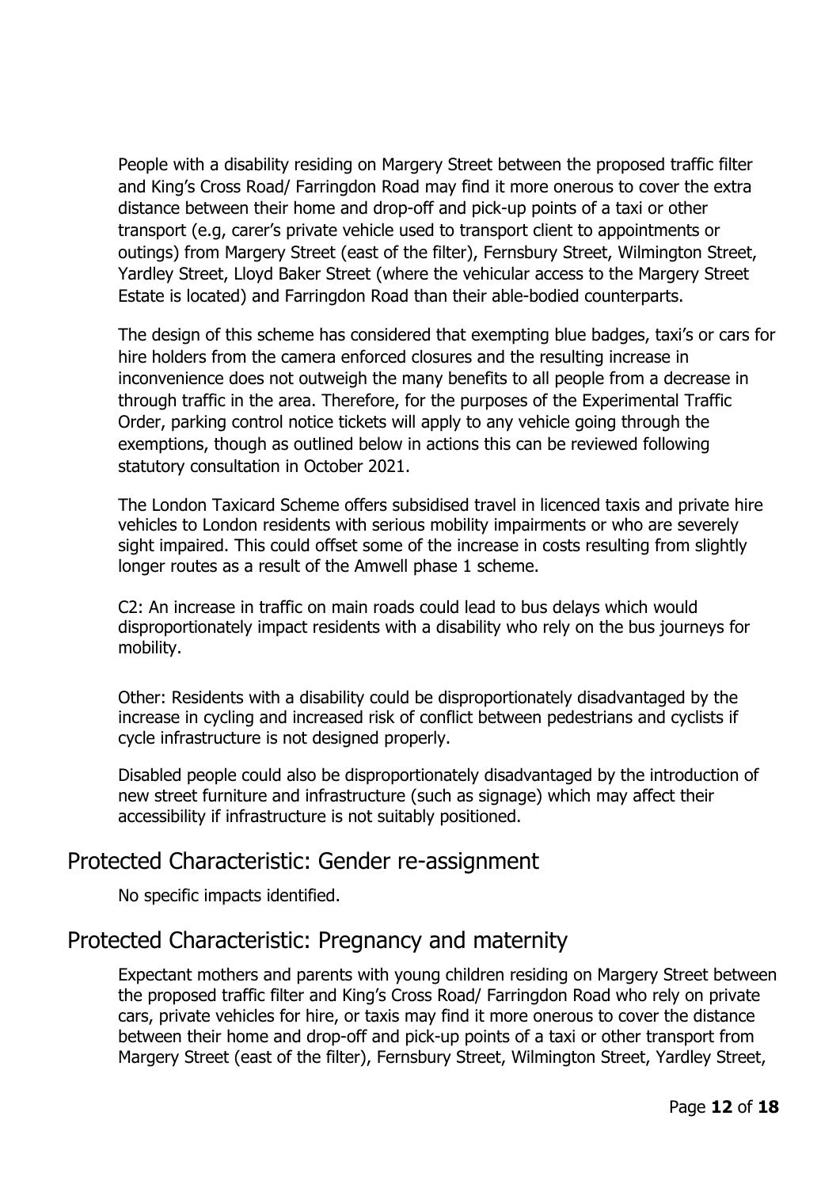People with a disability residing on Margery Street between the proposed traffic filter and King's Cross Road/ Farringdon Road may find it more onerous to cover the extra distance between their home and drop-off and pick-up points of a taxi or other transport (e.g, carer's private vehicle used to transport client to appointments or outings) from Margery Street (east of the filter), Fernsbury Street, Wilmington Street, Yardley Street, Lloyd Baker Street (where the vehicular access to the Margery Street Estate is located) and Farringdon Road than their able-bodied counterparts.

The design of this scheme has considered that exempting blue badges, taxi's or cars for hire holders from the camera enforced closures and the resulting increase in inconvenience does not outweigh the many benefits to all people from a decrease in through traffic in the area. Therefore, for the purposes of the Experimental Traffic Order, parking control notice tickets will apply to any vehicle going through the exemptions, though as outlined below in actions this can be reviewed following statutory consultation in October 2021.

The London Taxicard Scheme offers subsidised travel in licenced taxis and private hire vehicles to London residents with serious mobility impairments or who are severely sight impaired. This could offset some of the increase in costs resulting from slightly longer routes as a result of the Amwell phase 1 scheme.

C2: An increase in traffic on main roads could lead to bus delays which would disproportionately impact residents with a disability who rely on the bus journeys for mobility.

Other: Residents with a disability could be disproportionately disadvantaged by the increase in cycling and increased risk of conflict between pedestrians and cyclists if cycle infrastructure is not designed properly.

Disabled people could also be disproportionately disadvantaged by the introduction of new street furniture and infrastructure (such as signage) which may affect their accessibility if infrastructure is not suitably positioned.

## Protected Characteristic: Gender re-assignment

No specific impacts identified.

## Protected Characteristic: Pregnancy and maternity

Expectant mothers and parents with young children residing on Margery Street between the proposed traffic filter and King's Cross Road/ Farringdon Road who rely on private cars, private vehicles for hire, or taxis may find it more onerous to cover the distance between their home and drop-off and pick-up points of a taxi or other transport from Margery Street (east of the filter), Fernsbury Street, Wilmington Street, Yardley Street,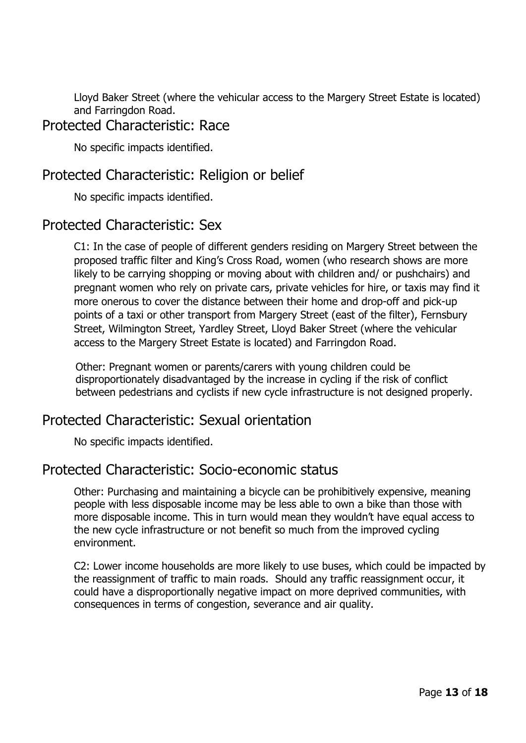Lloyd Baker Street (where the vehicular access to the Margery Street Estate is located) and Farringdon Road.

## Protected Characteristic: Race

No specific impacts identified.

## Protected Characteristic: Religion or belief

No specific impacts identified.

## Protected Characteristic: Sex

C1: In the case of people of different genders residing on Margery Street between the proposed traffic filter and King's Cross Road, women (who research shows are more likely to be carrying shopping or moving about with children and/ or pushchairs) and pregnant women who rely on private cars, private vehicles for hire, or taxis may find it more onerous to cover the distance between their home and drop-off and pick-up points of a taxi or other transport from Margery Street (east of the filter), Fernsbury Street, Wilmington Street, Yardley Street, Lloyd Baker Street (where the vehicular access to the Margery Street Estate is located) and Farringdon Road.

Other: Pregnant women or parents/carers with young children could be disproportionately disadvantaged by the increase in cycling if the risk of conflict between pedestrians and cyclists if new cycle infrastructure is not designed properly.

## Protected Characteristic: Sexual orientation

No specific impacts identified.

## Protected Characteristic: Socio-economic status

Other: Purchasing and maintaining a bicycle can be prohibitively expensive, meaning people with less disposable income may be less able to own a bike than those with more disposable income. This in turn would mean they wouldn't have equal access to the new cycle infrastructure or not benefit so much from the improved cycling environment.

C2: Lower income households are more likely to use buses, which could be impacted by the reassignment of traffic to main roads. Should any traffic reassignment occur, it could have a disproportionally negative impact on more deprived communities, with consequences in terms of congestion, severance and air quality.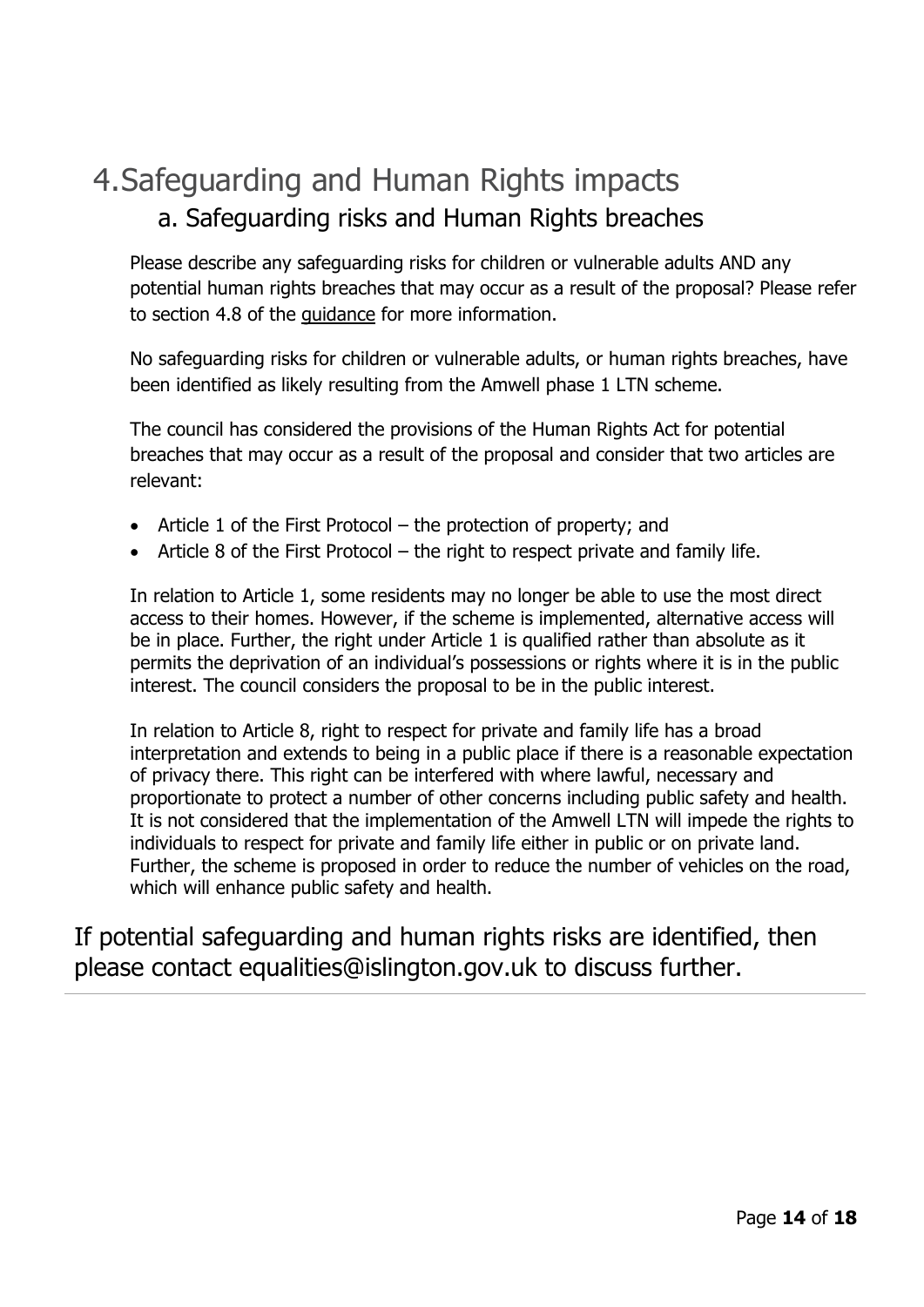# 4. Safeguarding and Human Rights impacts

## a. Safeguarding risks and Human Rights breaches

Please describe any safeguarding risks for children or vulnerable adults AND any potential human rights breaches that may occur as a result of the proposal? Please refer to section 4.8 of the guidance for more information.

No safeguarding risks for children or vulnerable adults, or human rights breaches, have been identified as likely resulting from the Amwell phase 1 LTN scheme.

The council has considered the provisions of the Human Rights Act for potential breaches that may occur as a result of the proposal and consider that two articles are relevant:

- Article 1 of the First Protocol – the protection of property; and
- Article 8 of the First Protocol – the right to respect private and family life.

In relation to Article 1, some residents may no longer be able to use the most direct access to their homes. However, if the scheme is implemented, alternative access will be in place. Further, the right under Article 1 is qualified rather than absolute as it permits the deprivation of an individual's possessions or rights where it is in the public interest. The council considers the proposal to be in the public interest.

In relation to Article 8, right to respect for private and family life has a broad interpretation and extends to being in a public place if there is a reasonable expectation of privacy there. This right can be interfered with where lawful, necessary and proportionate to protect a number of other concerns including public safety and health. It is not considered that the implementation of the Amwell LTN will impede the rights to individuals to respect for private and family life either in public or on private land. Further, the scheme is proposed in order to reduce the number of vehicles on the road, which will enhance public safety and health.

If potential safeguarding and human rights risks are identified, then please contact equalities@islington.gov.uk to discuss further.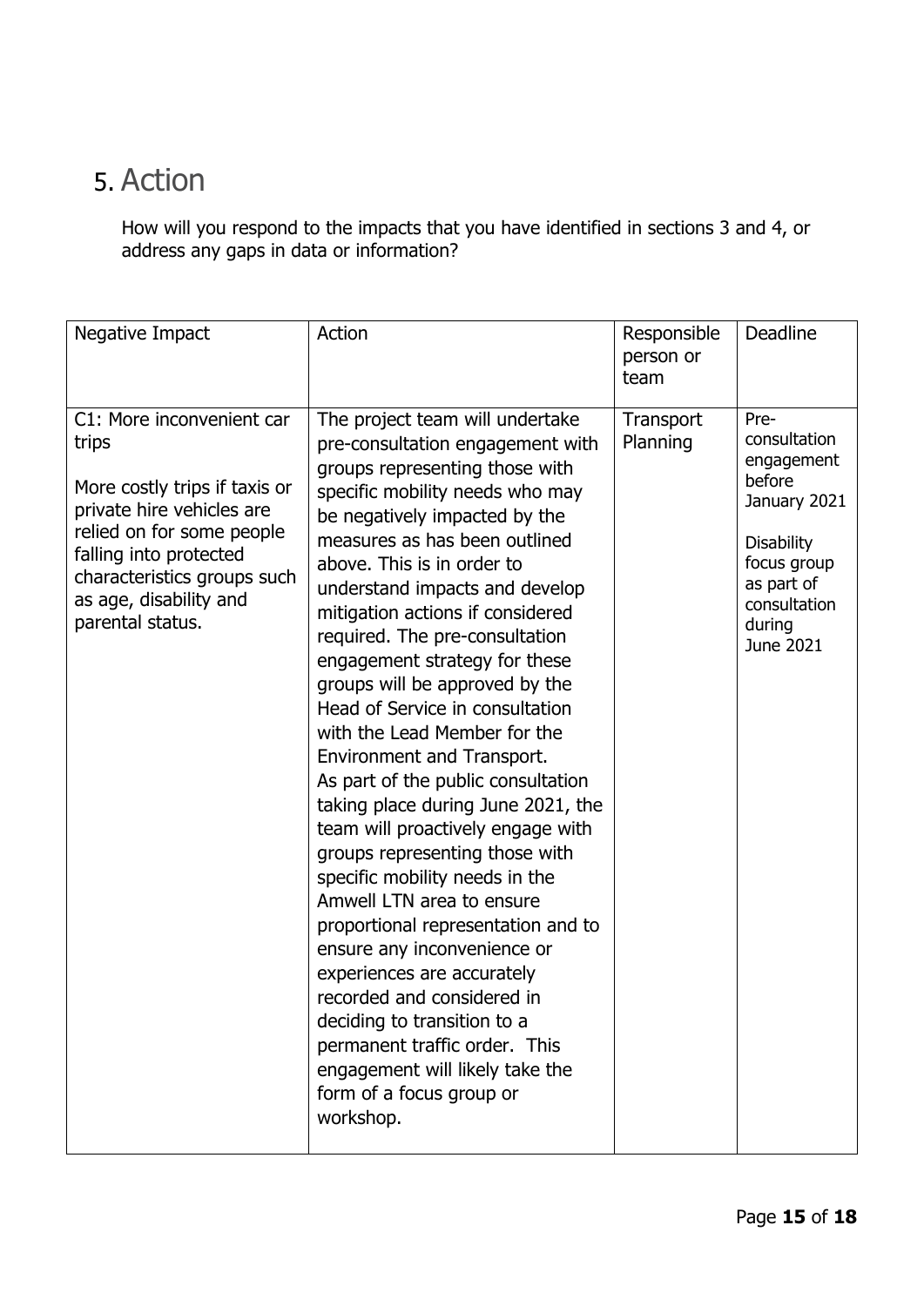# 5. Action

How will you respond to the impacts that you have identified in sections 3 and 4, or address any gaps in data or information?

| Negative Impact | Action | Responsible person or team | Deadline |
|---|---|---|---|
| C1: More inconvenient car trips<br><br>More costly trips if taxis or private hire vehicles are relied on for some people falling into protected characteristics groups such as age, disability and parental status. | The project team will undertake pre-consultation engagement with groups representing those with specific mobility needs who may be negatively impacted by the measures as has been outlined above. This is in order to understand impacts and develop mitigation actions if considered required. The pre-consultation engagement strategy for these groups will be approved by the Head of Service in consultation with the Lead Member for the Environment and Transport.<br>As part of the public consultation taking place during June 2021, the team will proactively engage with groups representing those with specific mobility needs in the Amwell LTN area to ensure proportional representation and to ensure any inconvenience or experiences are accurately recorded and considered in deciding to transition to a permanent traffic order. This engagement will likely take the form of a focus group or workshop. | Transport Planning | Pre-consultation engagement before January 2021<br><br>Disability focus group as part of consultation during June 2021 |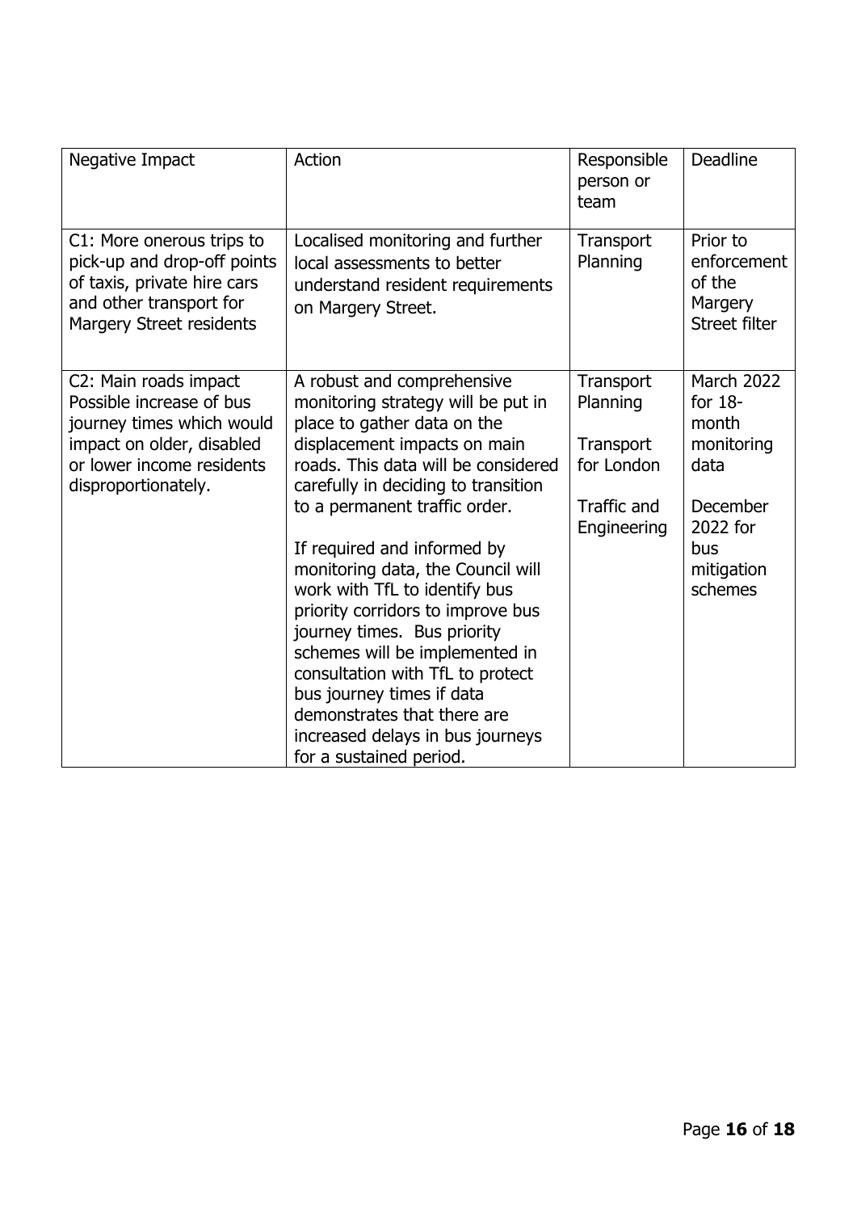| Negative Impact | Action | Responsible person or team | Deadline |
|---|---|---|---|
| C1: More onerous trips to pick-up and drop-off points of taxis, private hire cars and other transport for Margery Street residents | Localised monitoring and further local assessments to better understand resident requirements on Margery Street. | Transport Planning | Prior to enforcement of the Margery Street filter |
| C2: Main roads impact Possible increase of bus journey times which would impact on older, disabled or lower income residents disproportionately. | A robust and comprehensive monitoring strategy will be put in place to gather data on the displacement impacts on main roads. This data will be considered carefully in deciding to transition to a permanent traffic order.<br><br>If required and informed by monitoring data, the Council will work with TfL to identify bus priority corridors to improve bus journey times. Bus priority schemes will be implemented in consultation with TfL to protect bus journey times if data demonstrates that there are increased delays in bus journeys for a sustained period. | Transport Planning<br><br>Transport for London<br><br>Traffic and Engineering | March 2022 for 18-month monitoring data<br><br>December 2022 for bus mitigation schemes |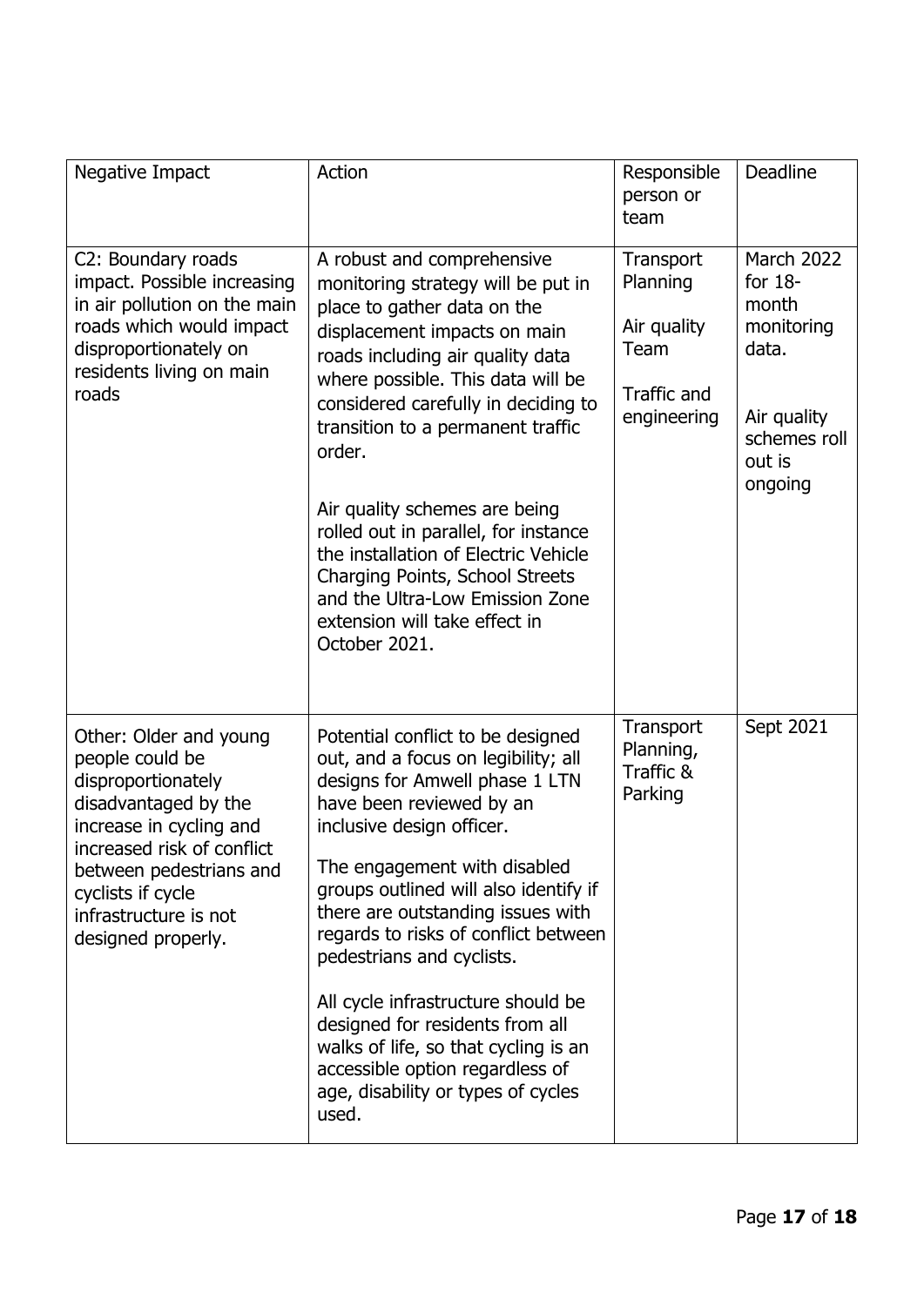| Negative Impact | Action | Responsible person or team | Deadline |
|---|---|---|---|
| C2: Boundary roads impact. Possible increasing in air pollution on the main roads which would impact disproportionately on residents living on main roads | A robust and comprehensive monitoring strategy will be put in place to gather data on the displacement impacts on main roads including air quality data where possible. This data will be considered carefully in deciding to transition to a permanent traffic order.<br><br>Air quality schemes are being rolled out in parallel, for instance the installation of Electric Vehicle Charging Points, School Streets and the Ultra-Low Emission Zone extension will take effect in October 2021. | Transport Planning<br><br>Air quality Team<br><br>Traffic and engineering | March 2022 for 18-month monitoring data.<br><br>Air quality schemes roll out is ongoing |
| Other: Older and young people could be disproportionately disadvantaged by the increase in cycling and increased risk of conflict between pedestrians and cyclists if cycle infrastructure is not designed properly. | Potential conflict to be designed out, and a focus on legibility; all designs for Amwell phase 1 LTN have been reviewed by an inclusive design officer.<br><br>The engagement with disabled groups outlined will also identify if there are outstanding issues with regards to risks of conflict between pedestrians and cyclists.<br><br>All cycle infrastructure should be designed for residents from all walks of life, so that cycling is an accessible option regardless of age, disability or types of cycles used. | Transport Planning, Traffic & Parking | Sept 2021 |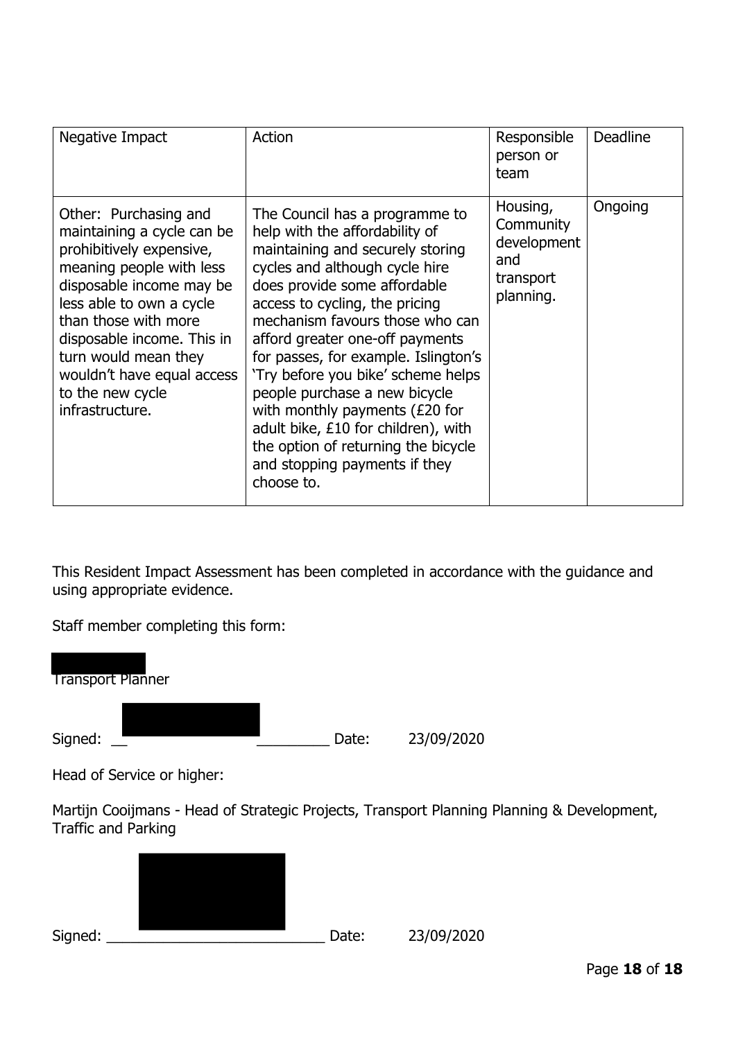| Negative Impact | Action | Responsible person or team | Deadline |
|---|---|---|---|
| Other: Purchasing and maintaining a cycle can be prohibitively expensive, meaning people with less disposable income may be less able to own a cycle than those with more disposable income. This in turn would mean they wouldn't have equal access to the new cycle infrastructure. | The Council has a programme to help with the affordability of maintaining and securely storing cycles and although cycle hire does provide some affordable access to cycling, the pricing mechanism favours those who can afford greater one-off payments for passes, for example. Islington's 'Try before you bike' scheme helps people purchase a new bicycle with monthly payments (£20 for adult bike, £10 for children), with the option of returning the bicycle and stopping payments if they choose to. | Housing, Community development and transport planning. | Ongoing |

This Resident Impact Assessment has been completed in accordance with the guidance and using appropriate evidence.

Staff member completing this form:

Transport Planner

Signed: ______________________ Date: 23/09/2020

Head of Service or higher:

Martijn Cooijmans - Head of Strategic Projects, Transport Planning Planning & Development, Traffic and Parking

Signed: ______________________ Date: 23/09/2020